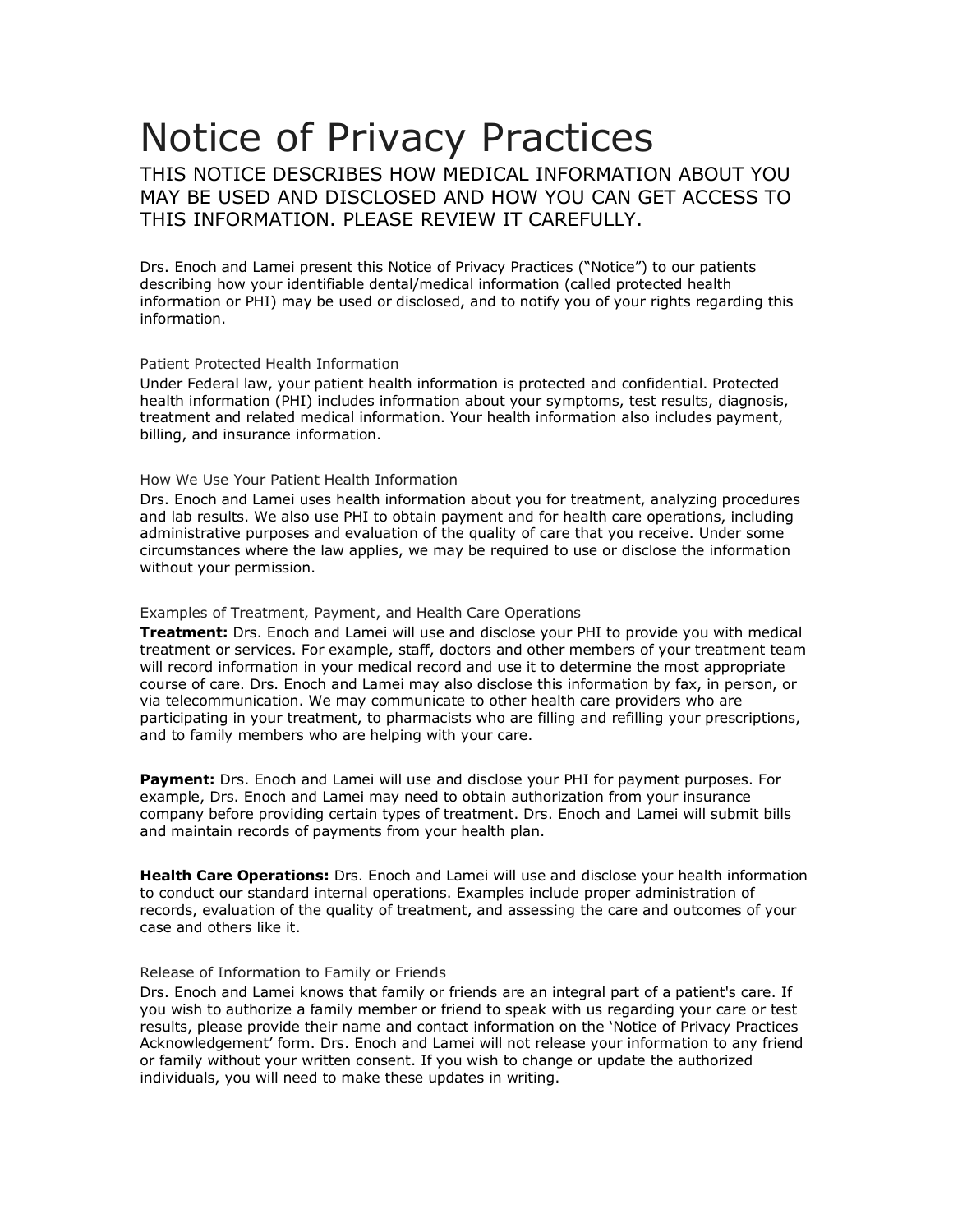# Notice of Privacy Practices

THIS NOTICE DESCRIBES HOW MEDICAL INFORMATION ABOUT YOU MAY BE USED AND DISCLOSED AND HOW YOU CAN GET ACCESS TO THIS INFORMATION. PLEASE REVIEW IT CAREFULLY.

Drs. Enoch and Lamei present this Notice of Privacy Practices ("Notice") to our patients describing how your identifiable dental/medical information (called protected health information or PHI) may be used or disclosed, and to notify you of your rights regarding this information.

### Patient Protected Health Information

Under Federal law, your patient health information is protected and confidential. Protected health information (PHI) includes information about your symptoms, test results, diagnosis, treatment and related medical information. Your health information also includes payment, billing, and insurance information.

### How We Use Your Patient Health Information

Drs. Enoch and Lamei uses health information about you for treatment, analyzing procedures and lab results. We also use PHI to obtain payment and for health care operations, including administrative purposes and evaluation of the quality of care that you receive. Under some circumstances where the law applies, we may be required to use or disclose the information without your permission.

### Examples of Treatment, Payment, and Health Care Operations

**Treatment:** Drs. Enoch and Lamei will use and disclose your PHI to provide you with medical treatment or services. For example, staff, doctors and other members of your treatment team will record information in your medical record and use it to determine the most appropriate course of care. Drs. Enoch and Lamei may also disclose this information by fax, in person, or via telecommunication. We may communicate to other health care providers who are participating in your treatment, to pharmacists who are filling and refilling your prescriptions, and to family members who are helping with your care.

**Payment:** Drs. Enoch and Lamei will use and disclose your PHI for payment purposes. For example, Drs. Enoch and Lamei may need to obtain authorization from your insurance company before providing certain types of treatment. Drs. Enoch and Lamei will submit bills and maintain records of payments from your health plan.

**Health Care Operations:** Drs. Enoch and Lamei will use and disclose your health information to conduct our standard internal operations. Examples include proper administration of records, evaluation of the quality of treatment, and assessing the care and outcomes of your case and others like it.

### Release of Information to Family or Friends

Drs. Enoch and Lamei knows that family or friends are an integral part of a patient's care. If you wish to authorize a family member or friend to speak with us regarding your care or test results, please provide their name and contact information on the 'Notice of Privacy Practices Acknowledgement' form. Drs. Enoch and Lamei will not release your information to any friend or family without your written consent. If you wish to change or update the authorized individuals, you will need to make these updates in writing.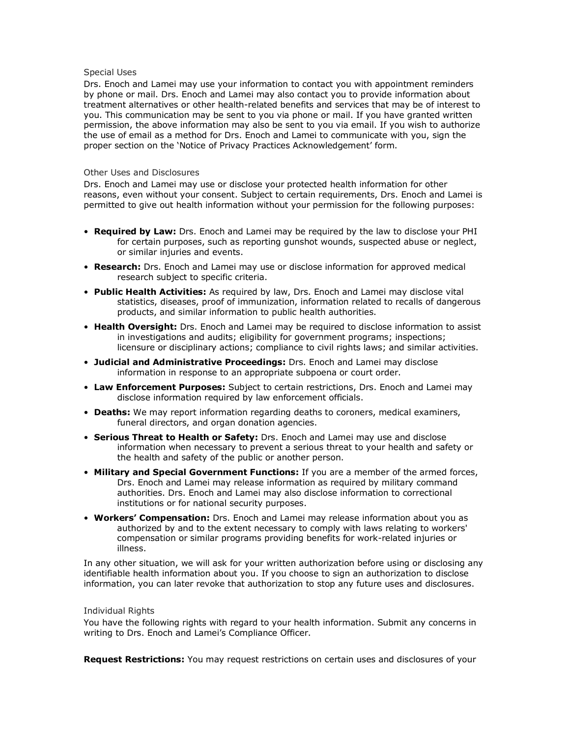### Special Uses

Drs. Enoch and Lamei may use your information to contact you with appointment reminders by phone or mail. Drs. Enoch and Lamei may also contact you to provide information about treatment alternatives or other health-related benefits and services that may be of interest to you. This communication may be sent to you via phone or mail. If you have granted written permission, the above information may also be sent to you via email. If you wish to authorize the use of email as a method for Drs. Enoch and Lamei to communicate with you, sign the proper section on the 'Notice of Privacy Practices Acknowledgement' form.

### Other Uses and Disclosures

Drs. Enoch and Lamei may use or disclose your protected health information for other reasons, even without your consent. Subject to certain requirements, Drs. Enoch and Lamei is permitted to give out health information without your permission for the following purposes:

- **Required by Law:** Drs. Enoch and Lamei may be required by the law to disclose your PHI for certain purposes, such as reporting gunshot wounds, suspected abuse or neglect, or similar injuries and events.
- **Research:** Drs. Enoch and Lamei may use or disclose information for approved medical research subject to specific criteria.
- **Public Health Activities:** As required by law, Drs. Enoch and Lamei may disclose vital statistics, diseases, proof of immunization, information related to recalls of dangerous products, and similar information to public health authorities.
- **Health Oversight:** Drs. Enoch and Lamei may be required to disclose information to assist in investigations and audits; eligibility for government programs; inspections; licensure or disciplinary actions; compliance to civil rights laws; and similar activities.
- **Judicial and Administrative Proceedings:** Drs. Enoch and Lamei may disclose information in response to an appropriate subpoena or court order.
- **Law Enforcement Purposes:** Subject to certain restrictions, Drs. Enoch and Lamei may disclose information required by law enforcement officials.
- **Deaths:** We may report information regarding deaths to coroners, medical examiners, funeral directors, and organ donation agencies.
- **Serious Threat to Health or Safety:** Drs. Enoch and Lamei may use and disclose information when necessary to prevent a serious threat to your health and safety or the health and safety of the public or another person.
- **Military and Special Government Functions:** If you are a member of the armed forces, Drs. Enoch and Lamei may release information as required by military command authorities. Drs. Enoch and Lamei may also disclose information to correctional institutions or for national security purposes.
- **Workers' Compensation:** Drs. Enoch and Lamei may release information about you as authorized by and to the extent necessary to comply with laws relating to workers' compensation or similar programs providing benefits for work-related injuries or illness.

In any other situation, we will ask for your written authorization before using or disclosing any identifiable health information about you. If you choose to sign an authorization to disclose information, you can later revoke that authorization to stop any future uses and disclosures.

### Individual Rights

You have the following rights with regard to your health information. Submit any concerns in writing to Drs. Enoch and Lamei's Compliance Officer.

**Request Restrictions:** You may request restrictions on certain uses and disclosures of your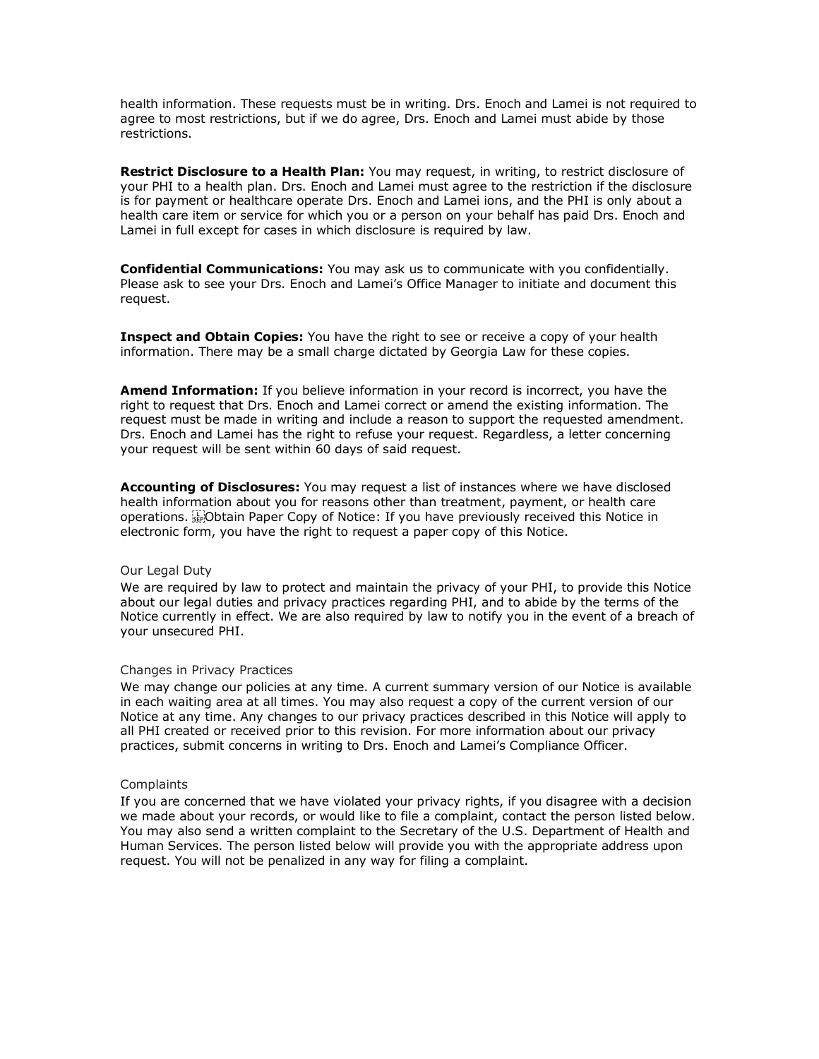health information. These requests must be in writing. Drs. Enoch and Lamei is not required to agree to most restrictions, but if we do agree, Drs. Enoch and Lamei must abide by those restrictions.

**Restrict Disclosure to a Health Plan:** You may request, in writing, to restrict disclosure of your PHI to a health plan. Drs. Enoch and Lamei must agree to the restriction if the disclosure is for payment or healthcare operate Drs. Enoch and Lamei ions, and the PHI is only about a health care item or service for which you or a person on your behalf has paid Drs. Enoch and Lamei in full except for cases in which disclosure is required by law.

**Confidential Communications:** You may ask us to communicate with you confidentially. Please ask to see your Drs. Enoch and Lamei's Office Manager to initiate and document this request.

**Inspect and Obtain Copies:** You have the right to see or receive a copy of your health information. There may be a small charge dictated by Georgia Law for these copies.

**Amend Information:** If you believe information in your record is incorrect, you have the right to request that Drs. Enoch and Lamei correct or amend the existing information. The request must be made in writing and include a reason to support the requested amendment. Drs. Enoch and Lamei has the right to refuse your request. Regardless, a letter concerning your request will be sent within 60 days of said request.

**Accounting of Disclosures:** You may request a list of instances where we have disclosed health information about you for reasons other than treatment, payment, or health care operations. Obtain Paper Copy of Notice: If you have previously received this Notice in electronic form, you have the right to request a paper copy of this Notice.

Our Legal Duty

We are required by law to protect and maintain the privacy of your PHI, to provide this Notice about our legal duties and privacy practices regarding PHI, and to abide by the terms of the Notice currently in effect. We are also required by law to notify you in the event of a breach of your unsecured PHI.

Changes in Privacy Practices

We may change our policies at any time. A current summary version of our Notice is available in each waiting area at all times. You may also request a copy of the current version of our Notice at any time. Any changes to our privacy practices described in this Notice will apply to all PHI created or received prior to this revision. For more information about our privacy practices, submit concerns in writing to Drs. Enoch and Lamei's Compliance Officer.

Complaints

If you are concerned that we have violated your privacy rights, if you disagree with a decision we made about your records, or would like to file a complaint, contact the person listed below. You may also send a written complaint to the Secretary of the U.S. Department of Health and Human Services. The person listed below will provide you with the appropriate address upon request. You will not be penalized in any way for filing a complaint.